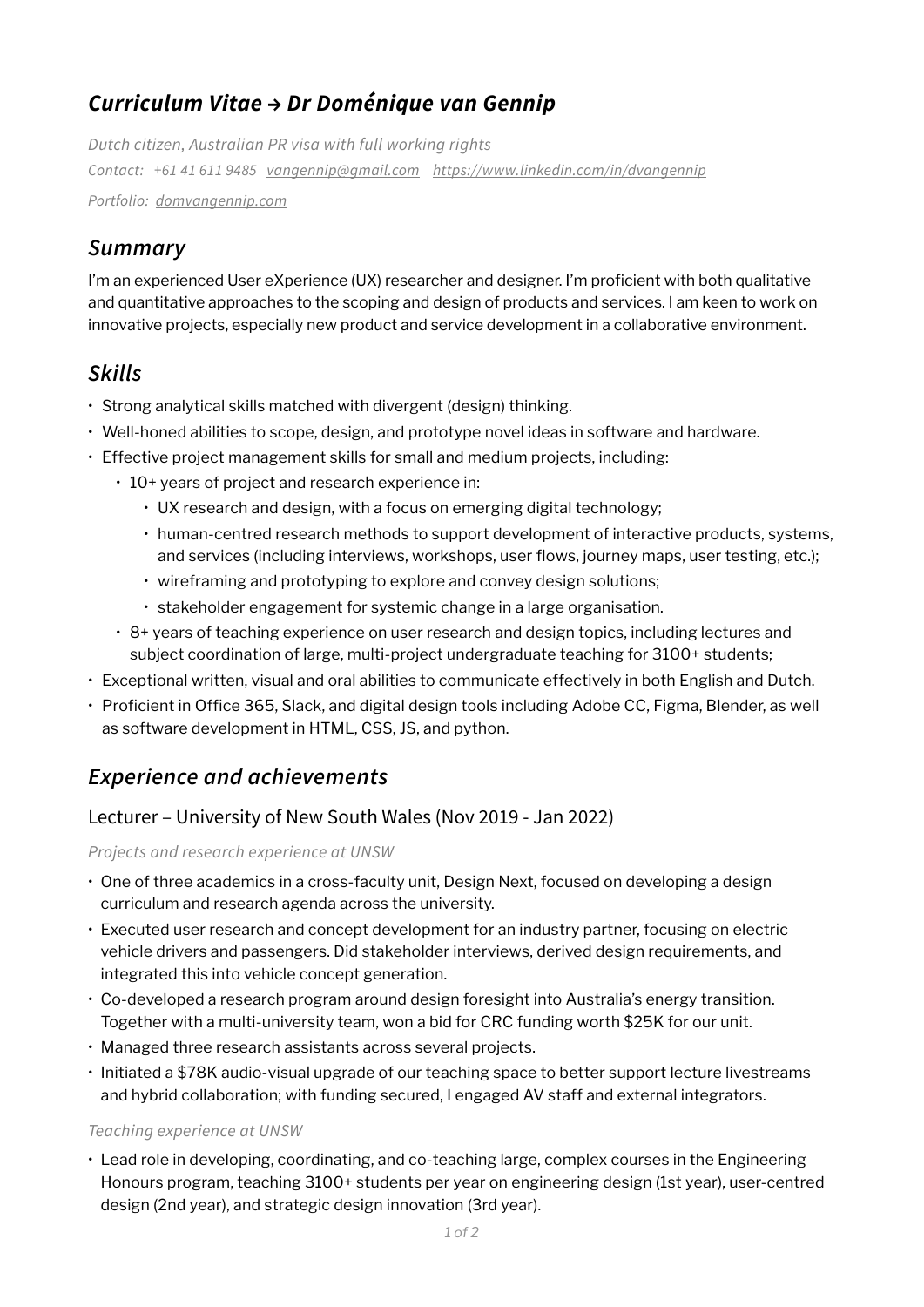# *Curriculum Vitae → Dr Doménique van Gennip*

*Dutch citizen, Australian PR visa with full working rights*

*Contact: +61 41 611 9485 [vangennip@gmail.com](mailto:vangennip@gmail.com) [https://www.linkedin.com/in/dvangennip](https://www.linkedin.com/in/dvangennip)*

*Portfolio: [domvangennip.com](domvangennip.com)*

## *Summary*

I'm an experienced User eXperience (UX) researcher and designer. I'm proficient with both qualitative and quantitative approaches to the scoping and design of products and services. I am keen to work on innovative projects, especially new product and service development in a collaborative environment.

## *Skills*

- Strong analytical skills matched with divergent (design) thinking.
- Well-honed abilities to scope, design, and prototype novel ideas in software and hardware.
- Effective project management skills for small and medium projects, including:
  - 10+ years of project and research experience in:
    - UX research and design, with a focus on emerging digital technology;
    - human-centred research methods to support development of interactive products, systems, and services (including interviews, workshops, user flows, journey maps, user testing, etc.);
    - wireframing and prototyping to explore and convey design solutions;
    - stakeholder engagement for systemic change in a large organisation.
  - 8+ years of teaching experience on user research and design topics, including lectures and subject coordination of large, multi-project undergraduate teaching for 3100+ students;
- Exceptional written, visual and oral abilities to communicate effectively in both English and Dutch.
- Proficient in Office 365, Slack, and digital design tools including Adobe CC, Figma, Blender, as well as software development in HTML, CSS, JS, and python.

## *Experience and achievements*

### Lecturer – University of New South Wales (Nov 2019 - Jan 2022)

*Projects and research experience at UNSW*

- One of three academics in a cross-faculty unit, Design Next, focused on developing a design curriculum and research agenda across the university.
- Executed user research and concept development for an industry partner, focusing on electric vehicle drivers and passengers. Did stakeholder interviews, derived design requirements, and integrated this into vehicle concept generation.
- Co-developed a research program around design foresight into Australia's energy transition. Together with a multi-university team, won a bid for CRC funding worth $25K for our unit.
- Managed three research assistants across several projects.
- Initiated a $78K audio-visual upgrade of our teaching space to better support lecture livestreams and hybrid collaboration; with funding secured, I engaged AV staff and external integrators.

*Teaching experience at UNSW*

- Lead role in developing, coordinating, and co-teaching large, complex courses in the Engineering Honours program, teaching 3100+ students per year on engineering design (1st year), user-centred design (2nd year), and strategic design innovation (3rd year).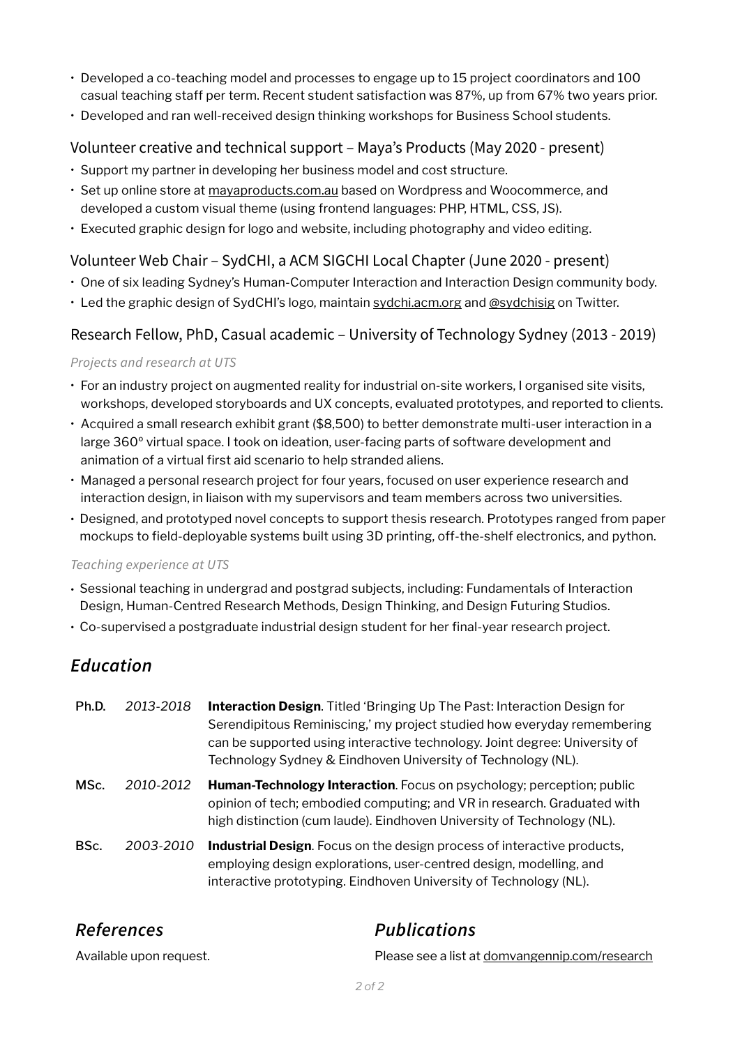- Developed a co-teaching model and processes to engage up to 15 project coordinators and 100 casual teaching staff per term. Recent student satisfaction was 87%, up from 67% two years prior.
- Developed and ran well-received design thinking workshops for Business School students.

### Volunteer creative and technical support – Maya's Products (May 2020 - present)

- Support my partner in developing her business model and cost structure.
- Set up online store at mayaproducts.com.au based on Wordpress and Woocommerce, and developed a custom visual theme (using frontend languages: PHP, HTML, CSS, JS).
- Executed graphic design for logo and website, including photography and video editing.

### Volunteer Web Chair – SydCHI, a ACM SIGCHI Local Chapter (June 2020 - present)

- One of six leading Sydney's Human-Computer Interaction and Interaction Design community body.
- Led the graphic design of SydCHI's logo, maintain sydchi.acm.org and @sydchisig on Twitter.

### Research Fellow, PhD, Casual academic – University of Technology Sydney (2013 - 2019)

*Projects and research at UTS*

- For an industry project on augmented reality for industrial on-site workers, I organised site visits, workshops, developed storyboards and UX concepts, evaluated prototypes, and reported to clients.
- Acquired a small research exhibit grant ($8,500) to better demonstrate multi-user interaction in a large 360° virtual space. I took on ideation, user-facing parts of software development and animation of a virtual first aid scenario to help stranded aliens.
- Managed a personal research project for four years, focused on user experience research and interaction design, in liaison with my supervisors and team members across two universities.
- Designed, and prototyped novel concepts to support thesis research. Prototypes ranged from paper mockups to field-deployable systems built using 3D printing, off-the-shelf electronics, and python.

*Teaching experience at UTS*

- Sessional teaching in undergrad and postgrad subjects, including: Fundamentals of Interaction Design, Human-Centred Research Methods, Design Thinking, and Design Futuring Studios.
- Co-supervised a postgraduate industrial design student for her final-year research project.

## *Education*

| | | |
|---|---|---|
| Ph.D. | *2013-2018* | **Interaction Design**. Titled 'Bringing Up The Past: Interaction Design for Serendipitous Reminiscing,' my project studied how everyday remembering can be supported using interactive technology. Joint degree: University of Technology Sydney & Eindhoven University of Technology (NL). |
| MSc. | *2010-2012* | **Human-Technology Interaction**. Focus on psychology; perception; public opinion of tech; embodied computing; and VR in research. Graduated with high distinction (cum laude). Eindhoven University of Technology (NL). |
| BSc. | *2003-2010* | **Industrial Design**. Focus on the design process of interactive products, employing design explorations, user-centred design, modelling, and interactive prototyping. Eindhoven University of Technology (NL). |

## *References*

Available upon request.

## *Publications*

Please see a list at domvangennip.com/research